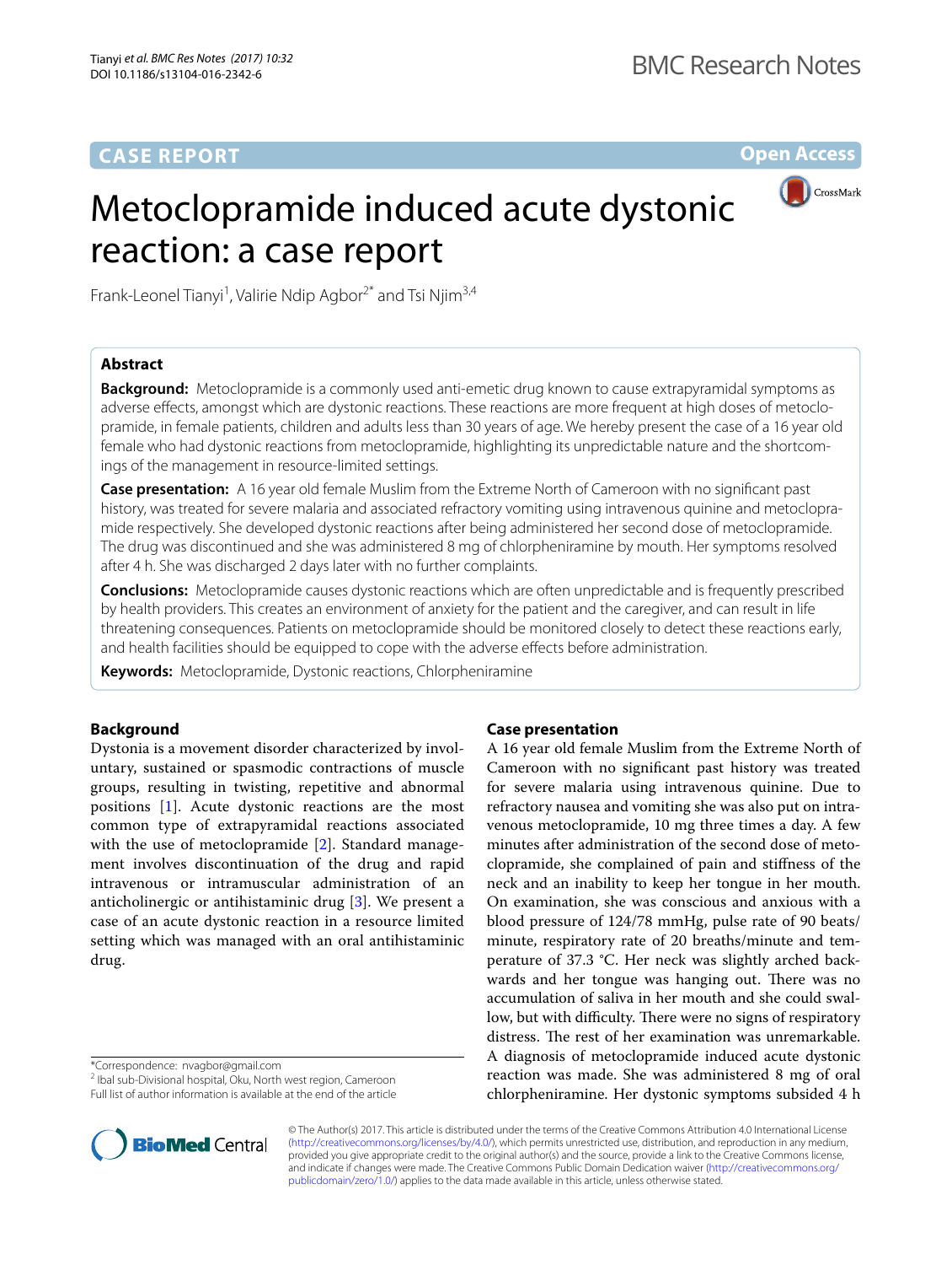CASE REPORT

Open Access

# Metoclopramide induced acute dystonic reaction: a case report

Frank-Leonel Tianyi[1], Valirie Ndip Agbor[2*] and Tsi Njim[3,4]

## Abstract

**Background:** Metoclopramide is a commonly used anti-emetic drug known to cause extrapyramidal symptoms as adverse effects, amongst which are dystonic reactions. These reactions are more frequent at high doses of metoclopramide, in female patients, children and adults less than 30 years of age. We hereby present the case of a 16 year old female who had dystonic reactions from metoclopramide, highlighting its unpredictable nature and the shortcomings of the management in resource-limited settings.

**Case presentation:** A 16 year old female Muslim from the Extreme North of Cameroon with no significant past history, was treated for severe malaria and associated refractory vomiting using intravenous quinine and metoclopramide respectively. She developed dystonic reactions after being administered her second dose of metoclopramide. The drug was discontinued and she was administered 8 mg of chlorpheniramine by mouth. Her symptoms resolved after 4 h. She was discharged 2 days later with no further complaints.

**Conclusions:** Metoclopramide causes dystonic reactions which are often unpredictable and is frequently prescribed by health providers. This creates an environment of anxiety for the patient and the caregiver, and can result in life threatening consequences. Patients on metoclopramide should be monitored closely to detect these reactions early, and health facilities should be equipped to cope with the adverse effects before administration.

**Keywords:** Metoclopramide, Dystonic reactions, Chlorpheniramine

## Background

Dystonia is a movement disorder characterized by involuntary, sustained or spasmodic contractions of muscle groups, resulting in twisting, repetitive and abnormal positions [1]. Acute dystonic reactions are the most common type of extrapyramidal reactions associated with the use of metoclopramide [2]. Standard management involves discontinuation of the drug and rapid intravenous or intramuscular administration of an anticholinergic or antihistaminic drug [3]. We present a case of an acute dystonic reaction in a resource limited setting which was managed with an oral antihistaminic drug.

## Case presentation

A 16 year old female Muslim from the Extreme North of Cameroon with no significant past history was treated for severe malaria using intravenous quinine. Due to refractory nausea and vomiting she was also put on intravenous metoclopramide, 10 mg three times a day. A few minutes after administration of the second dose of metoclopramide, she complained of pain and stiffness of the neck and an inability to keep her tongue in her mouth. On examination, she was conscious and anxious with a blood pressure of 124/78 mmHg, pulse rate of 90 beats/minute, respiratory rate of 20 breaths/minute and temperature of 37.3 °C. Her neck was slightly arched backwards and her tongue was hanging out. There was no accumulation of saliva in her mouth and she could swallow, but with difficulty. There were no signs of respiratory distress. The rest of her examination was unremarkable. A diagnosis of metoclopramide induced acute dystonic reaction was made. She was administered 8 mg of oral chlorpheniramine. Her dystonic symptoms subsided 4 h

*Correspondence: nvagbor@gmail.com
[2] Ibal sub-Divisional hospital, Oku, North west region, Cameroon
Full list of author information is available at the end of the article

© The Author(s) 2017. This article is distributed under the terms of the Creative Commons Attribution 4.0 International License (http://creativecommons.org/licenses/by/4.0/), which permits unrestricted use, distribution, and reproduction in any medium, provided you give appropriate credit to the original author(s) and the source, provide a link to the Creative Commons license, and indicate if changes were made. The Creative Commons Public Domain Dedication waiver (http://creativecommons.org/publicdomain/zero/1.0/) applies to the data made available in this article, unless otherwise stated.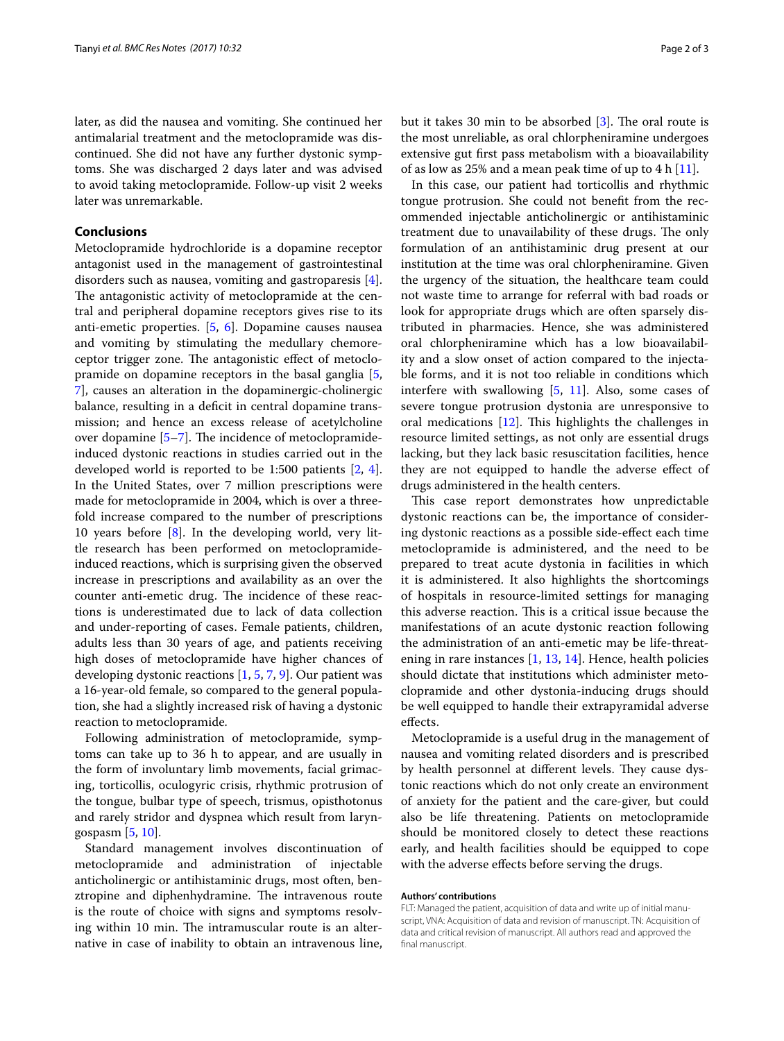later, as did the nausea and vomiting. She continued her antimalarial treatment and the metoclopramide was discontinued. She did not have any further dystonic symptoms. She was discharged 2 days later and was advised to avoid taking metoclopramide. Follow-up visit 2 weeks later was unremarkable.

## Conclusions

Metoclopramide hydrochloride is a dopamine receptor antagonist used in the management of gastrointestinal disorders such as nausea, vomiting and gastroparesis [4]. The antagonistic activity of metoclopramide at the central and peripheral dopamine receptors gives rise to its anti-emetic properties. [5, 6]. Dopamine causes nausea and vomiting by stimulating the medullary chemoreceptor trigger zone. The antagonistic effect of metoclopramide on dopamine receptors in the basal ganglia [5, 7], causes an alteration in the dopaminergic-cholinergic balance, resulting in a deficit in central dopamine transmission; and hence an excess release of acetylcholine over dopamine [5–7]. The incidence of metoclopramide-induced dystonic reactions in studies carried out in the developed world is reported to be 1:500 patients [2, 4]. In the United States, over 7 million prescriptions were made for metoclopramide in 2004, which is over a three-fold increase compared to the number of prescriptions 10 years before [8]. In the developing world, very little research has been performed on metoclopramide-induced reactions, which is surprising given the observed increase in prescriptions and availability as an over the counter anti-emetic drug. The incidence of these reactions is underestimated due to lack of data collection and under-reporting of cases. Female patients, children, adults less than 30 years of age, and patients receiving high doses of metoclopramide have higher chances of developing dystonic reactions [1, 5, 7, 9]. Our patient was a 16-year-old female, so compared to the general population, she had a slightly increased risk of having a dystonic reaction to metoclopramide.

Following administration of metoclopramide, symptoms can take up to 36 h to appear, and are usually in the form of involuntary limb movements, facial grimacing, torticollis, oculogyric crisis, rhythmic protrusion of the tongue, bulbar type of speech, trismus, opisthotonus and rarely stridor and dyspnea which result from laryngospasm [5, 10].

Standard management involves discontinuation of metoclopramide and administration of injectable anticholinergic or antihistaminic drugs, most often, benztropine and diphenhydramine. The intravenous route is the route of choice with signs and symptoms resolving within 10 min. The intramuscular route is an alternative in case of inability to obtain an intravenous line, but it takes 30 min to be absorbed [3]. The oral route is the most unreliable, as oral chlorpheniramine undergoes extensive gut first pass metabolism with a bioavailability of as low as 25% and a mean peak time of up to 4 h [11].

In this case, our patient had torticollis and rhythmic tongue protrusion. She could not benefit from the recommended injectable anticholinergic or antihistaminic treatment due to unavailability of these drugs. The only formulation of an antihistaminic drug present at our institution at the time was oral chlorpheniramine. Given the urgency of the situation, the healthcare team could not waste time to arrange for referral with bad roads or look for appropriate drugs which are often sparsely distributed in pharmacies. Hence, she was administered oral chlorpheniramine which has a low bioavailability and a slow onset of action compared to the injectable forms, and it is not too reliable in conditions which interfere with swallowing [5, 11]. Also, some cases of severe tongue protrusion dystonia are unresponsive to oral medications [12]. This highlights the challenges in resource limited settings, as not only are essential drugs lacking, but they lack basic resuscitation facilities, hence they are not equipped to handle the adverse effect of drugs administered in the health centers.

This case report demonstrates how unpredictable dystonic reactions can be, the importance of considering dystonic reactions as a possible side-effect each time metoclopramide is administered, and the need to be prepared to treat acute dystonia in facilities in which it is administered. It also highlights the shortcomings of hospitals in resource-limited settings for managing this adverse reaction. This is a critical issue because the manifestations of an acute dystonic reaction following the administration of an anti-emetic may be life-threatening in rare instances [1, 13, 14]. Hence, health policies should dictate that institutions which administer metoclopramide and other dystonia-inducing drugs should be well equipped to handle their extrapyramidal adverse effects.

Metoclopramide is a useful drug in the management of nausea and vomiting related disorders and is prescribed by health personnel at different levels. They cause dystonic reactions which do not only create an environment of anxiety for the patient and the care-giver, but could also be life threatening. Patients on metoclopramide should be monitored closely to detect these reactions early, and health facilities should be equipped to cope with the adverse effects before serving the drugs.

#### Authors' contributions

FLT: Managed the patient, acquisition of data and write up of initial manuscript, VNA: Acquisition of data and revision of manuscript. TN: Acquisition of data and critical revision of manuscript. All authors read and approved the final manuscript.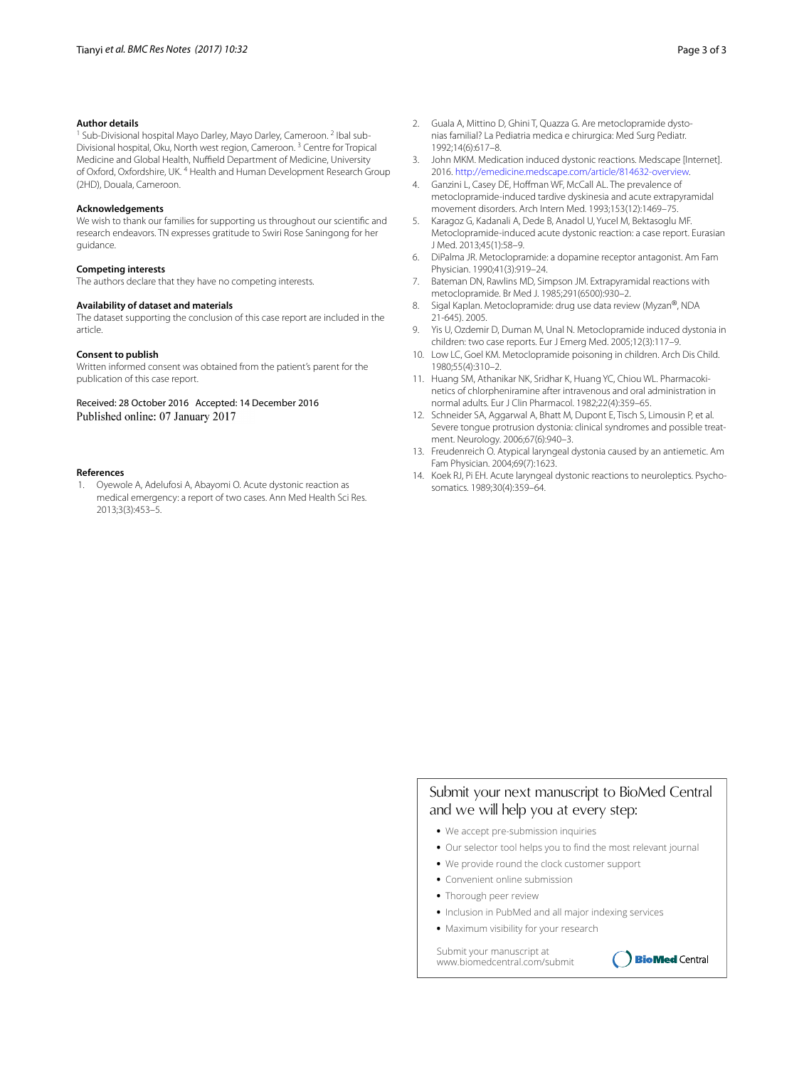### Author details

[1] Sub-Divisional hospital Mayo Darley, Mayo Darley, Cameroon. [2] Ibal sub-Divisional hospital, Oku, North west region, Cameroon. [3] Centre for Tropical Medicine and Global Health, Nuffield Department of Medicine, University of Oxford, Oxfordshire, UK. [4] Health and Human Development Research Group (2HD), Douala, Cameroon.

### Acknowledgements

We wish to thank our families for supporting us throughout our scientific and research endeavors. TN expresses gratitude to Swiri Rose Saningong for her guidance.

### Competing interests

The authors declare that they have no competing interests.

### Availability of dataset and materials

The dataset supporting the conclusion of this case report are included in the article.

### Consent to publish

Written informed consent was obtained from the patient's parent for the publication of this case report.

Received: 28 October 2016 Accepted: 14 December 2016
Published online: 07 January 2017

### References

1. Oyewole A, Adelufosi A, Abayomi O. Acute dystonic reaction as medical emergency: a report of two cases. Ann Med Health Sci Res. 2013;3(3):453–5.
2. Guala A, Mittino D, Ghini T, Quazza G. Are metoclopramide dystonias familial? La Pediatria medica e chirurgica: Med Surg Pediatr. 1992;14(6):617–8.
3. John MKM. Medication induced dystonic reactions. Medscape [Internet]. 2016. http://emedicine.medscape.com/article/814632-overview.
4. Ganzini L, Casey DE, Hoffman WF, McCall AL. The prevalence of metoclopramide-induced tardive dyskinesia and acute extrapyramidal movement disorders. Arch Intern Med. 1993;153(12):1469–75.
5. Karagoz G, Kadanali A, Dede B, Anadol U, Yucel M, Bektasoglu MF. Metoclopramide-induced acute dystonic reaction: a case report. Eurasian J Med. 2013;45(1):58–9.
6. DiPalma JR. Metoclopramide: a dopamine receptor antagonist. Am Fam Physician. 1990;41(3):919–24.
7. Bateman DN, Rawlins MD, Simpson JM. Extrapyramidal reactions with metoclopramide. Br Med J. 1985;291(6500):930–2.
8. Sigal Kaplan. Metoclopramide: drug use data review (Myzan®, NDA 21-645). 2005.
9. Yis U, Ozdemir D, Duman M, Unal N. Metoclopramide induced dystonia in children: two case reports. Eur J Emerg Med. 2005;12(3):117–9.
10. Low LC, Goel KM. Metoclopramide poisoning in children. Arch Dis Child. 1980;55(4):310–2.
11. Huang SM, Athanikar NK, Sridhar K, Huang YC, Chiou WL. Pharmacokinetics of chlorpheniramine after intravenous and oral administration in normal adults. Eur J Clin Pharmacol. 1982;22(4):359–65.
12. Schneider SA, Aggarwal A, Bhatt M, Dupont E, Tisch S, Limousin P, et al. Severe tongue protrusion dystonia: clinical syndromes and possible treatment. Neurology. 2006;67(6):940–3.
13. Freudenreich O. Atypical laryngeal dystonia caused by an antiemetic. Am Fam Physician. 2004;69(7):1623.
14. Koek RJ, Pi EH. Acute laryngeal dystonic reactions to neuroleptics. Psychosomatics. 1989;30(4):359–64.

Submit your next manuscript to BioMed Central and we will help you at every step:

- We accept pre-submission inquiries
- Our selector tool helps you to find the most relevant journal
- We provide round the clock customer support
- Convenient online submission
- Thorough peer review
- Inclusion in PubMed and all major indexing services
- Maximum visibility for your research

Submit your manuscript at www.biomedcentral.com/submit

BioMed Central